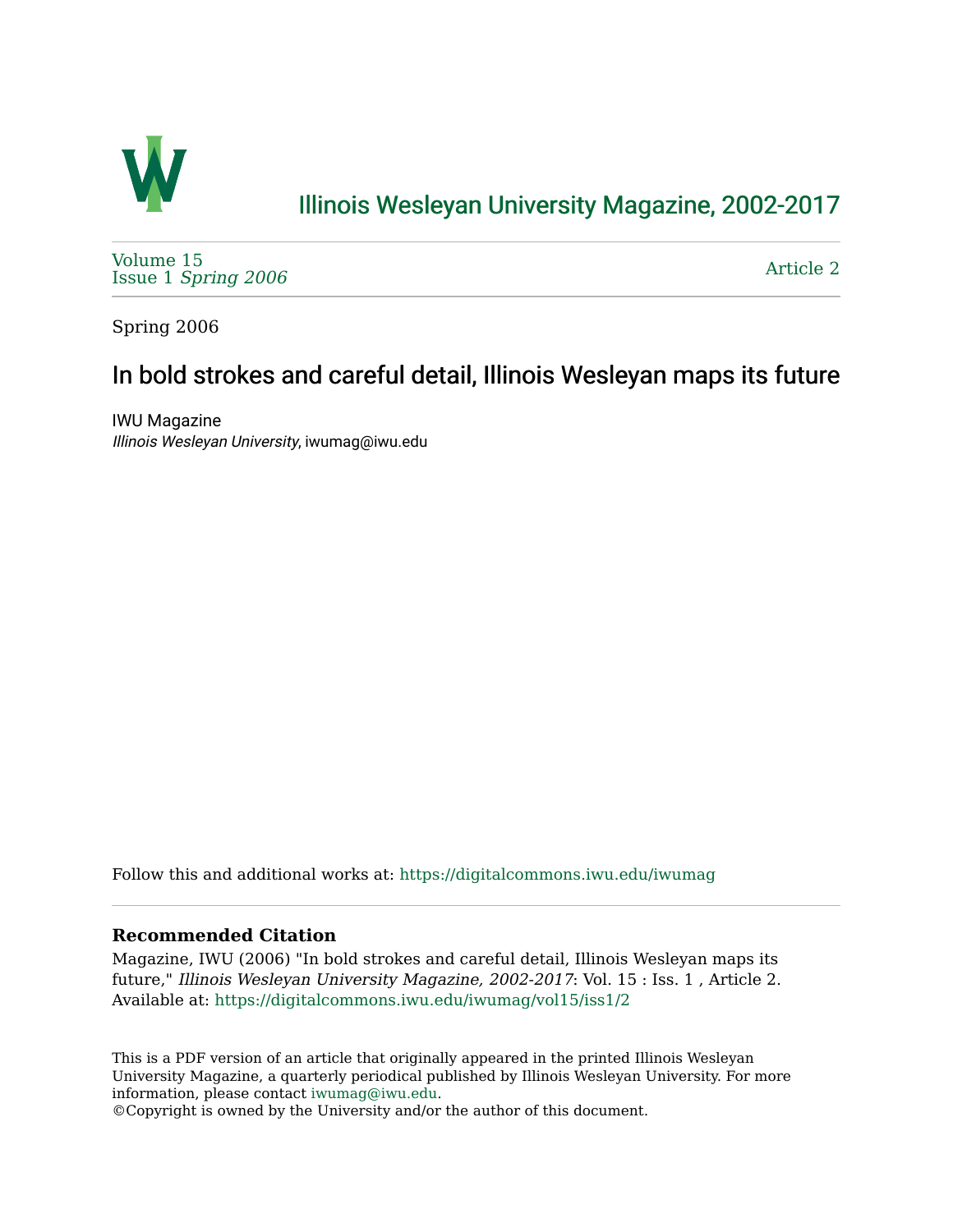# Illinois Wesleyan University Magazine, 2002-2017

Volume 15
Issue 1 *Spring 2006*

Article 2

Spring 2006

## In bold strokes and careful detail, Illinois Wesleyan maps its future

IWU Magazine
*Illinois Wesleyan University*, iwumag@iwu.edu

Follow this and additional works at: https://digitalcommons.iwu.edu/iwumag

### Recommended Citation

Magazine, IWU (2006) "In bold strokes and careful detail, Illinois Wesleyan maps its future," *Illinois Wesleyan University Magazine, 2002-2017*: Vol. 15 : Iss. 1 , Article 2.
Available at: https://digitalcommons.iwu.edu/iwumag/vol15/iss1/2

This is a PDF version of an article that originally appeared in the printed Illinois Wesleyan University Magazine, a quarterly periodical published by Illinois Wesleyan University. For more information, please contact iwumag@iwu.edu.
©Copyright is owned by the University and/or the author of this document.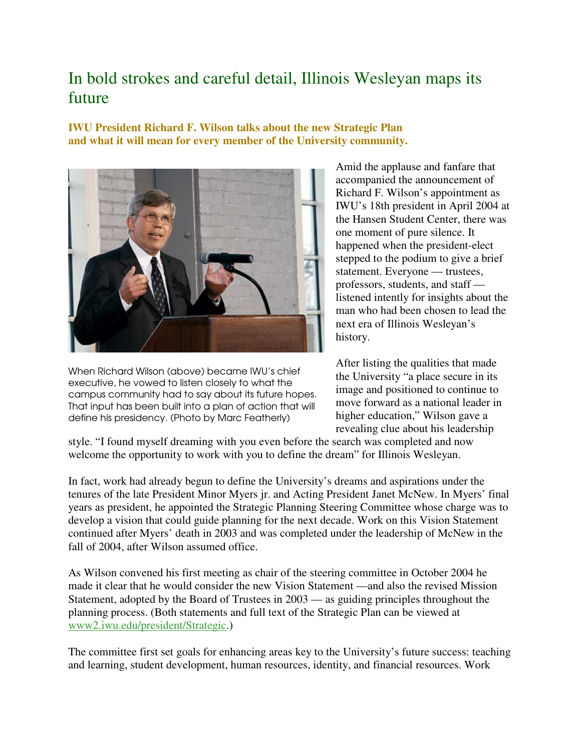# In bold strokes and careful detail, Illinois Wesleyan maps its future

**IWU President Richard F. Wilson talks about the new Strategic Plan and what it will mean for every member of the University community.**

When Richard Wilson (above) became IWU's chief executive, he vowed to listen closely to what the campus community had to say about its future hopes. That input has been built into a plan of action that will define his presidency. (Photo by Marc Featherly)

Amid the applause and fanfare that accompanied the announcement of Richard F. Wilson's appointment as IWU's 18th president in April 2004 at the Hansen Student Center, there was one moment of pure silence. It happened when the president-elect stepped to the podium to give a brief statement. Everyone — trustees, professors, students, and staff — listened intently for insights about the man who had been chosen to lead the next era of Illinois Wesleyan's history.

After listing the qualities that made the University "a place secure in its image and positioned to continue to move forward as a national leader in higher education," Wilson gave a revealing clue about his leadership style. "I found myself dreaming with you even before the search was completed and now welcome the opportunity to work with you to define the dream" for Illinois Wesleyan.

In fact, work had already begun to define the University's dreams and aspirations under the tenures of the late President Minor Myers jr. and Acting President Janet McNew. In Myers' final years as president, he appointed the Strategic Planning Steering Committee whose charge was to develop a vision that could guide planning for the next decade. Work on this Vision Statement continued after Myers' death in 2003 and was completed under the leadership of McNew in the fall of 2004, after Wilson assumed office.

As Wilson convened his first meeting as chair of the steering committee in October 2004 he made it clear that he would consider the new Vision Statement —and also the revised Mission Statement, adopted by the Board of Trustees in 2003 — as guiding principles throughout the planning process. (Both statements and full text of the Strategic Plan can be viewed at www2.iwu.edu/president/Strategic.)

The committee first set goals for enhancing areas key to the University's future success: teaching and learning, student development, human resources, identity, and financial resources. Work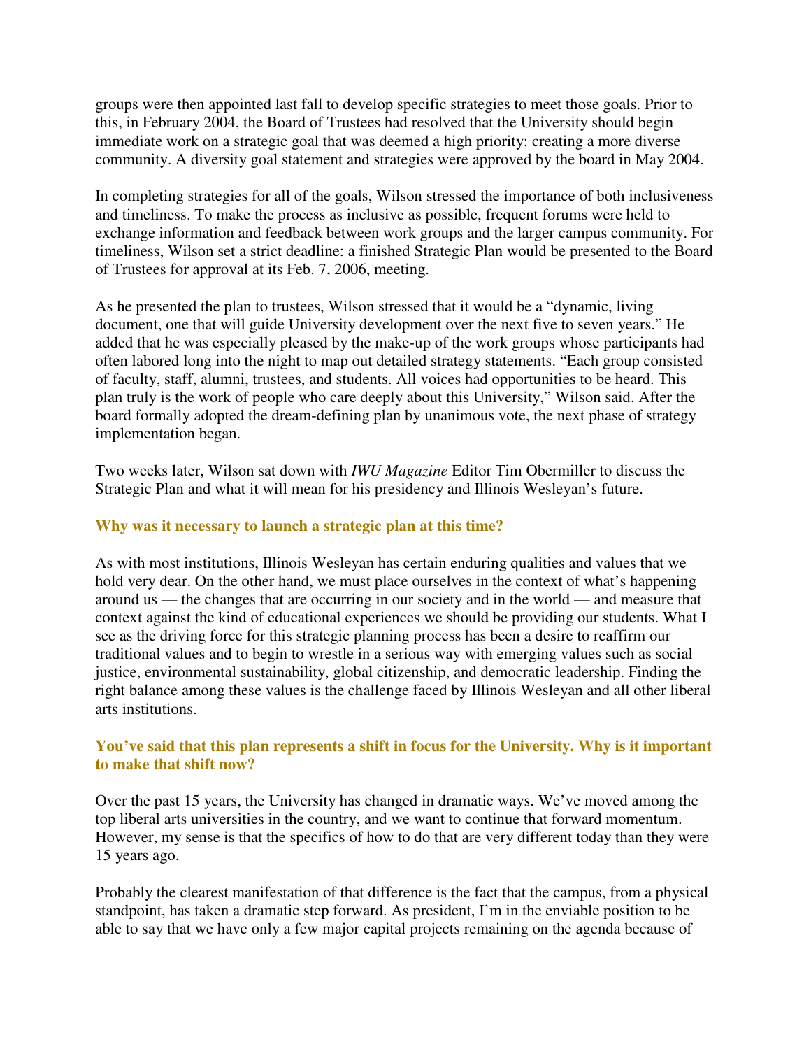groups were then appointed last fall to develop specific strategies to meet those goals. Prior to this, in February 2004, the Board of Trustees had resolved that the University should begin immediate work on a strategic goal that was deemed a high priority: creating a more diverse community. A diversity goal statement and strategies were approved by the board in May 2004.

In completing strategies for all of the goals, Wilson stressed the importance of both inclusiveness and timeliness. To make the process as inclusive as possible, frequent forums were held to exchange information and feedback between work groups and the larger campus community. For timeliness, Wilson set a strict deadline: a finished Strategic Plan would be presented to the Board of Trustees for approval at its Feb. 7, 2006, meeting.

As he presented the plan to trustees, Wilson stressed that it would be a "dynamic, living document, one that will guide University development over the next five to seven years." He added that he was especially pleased by the make-up of the work groups whose participants had often labored long into the night to map out detailed strategy statements. "Each group consisted of faculty, staff, alumni, trustees, and students. All voices had opportunities to be heard. This plan truly is the work of people who care deeply about this University," Wilson said. After the board formally adopted the dream-defining plan by unanimous vote, the next phase of strategy implementation began.

Two weeks later, Wilson sat down with *IWU Magazine* Editor Tim Obermiller to discuss the Strategic Plan and what it will mean for his presidency and Illinois Wesleyan's future.

### Why was it necessary to launch a strategic plan at this time?

As with most institutions, Illinois Wesleyan has certain enduring qualities and values that we hold very dear. On the other hand, we must place ourselves in the context of what's happening around us — the changes that are occurring in our society and in the world — and measure that context against the kind of educational experiences we should be providing our students. What I see as the driving force for this strategic planning process has been a desire to reaffirm our traditional values and to begin to wrestle in a serious way with emerging values such as social justice, environmental sustainability, global citizenship, and democratic leadership. Finding the right balance among these values is the challenge faced by Illinois Wesleyan and all other liberal arts institutions.

### You've said that this plan represents a shift in focus for the University. Why is it important to make that shift now?

Over the past 15 years, the University has changed in dramatic ways. We've moved among the top liberal arts universities in the country, and we want to continue that forward momentum. However, my sense is that the specifics of how to do that are very different today than they were 15 years ago.

Probably the clearest manifestation of that difference is the fact that the campus, from a physical standpoint, has taken a dramatic step forward. As president, I'm in the enviable position to be able to say that we have only a few major capital projects remaining on the agenda because of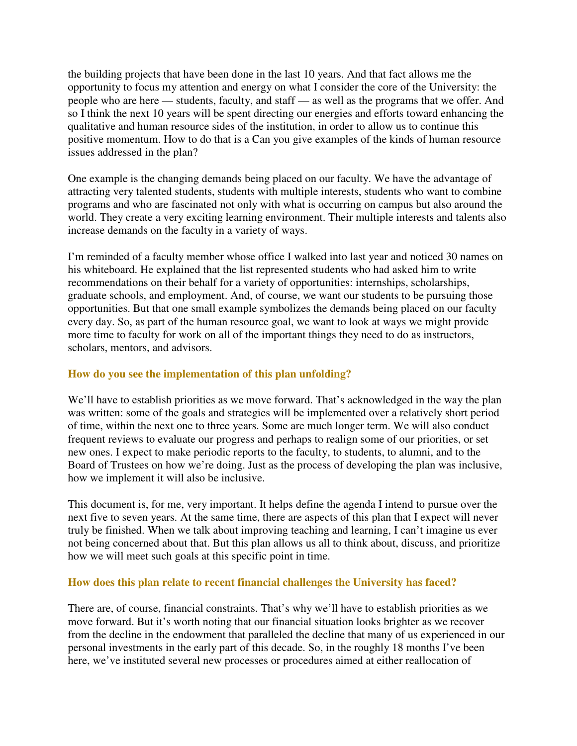the building projects that have been done in the last 10 years. And that fact allows me the opportunity to focus my attention and energy on what I consider the core of the University: the people who are here — students, faculty, and staff — as well as the programs that we offer. And so I think the next 10 years will be spent directing our energies and efforts toward enhancing the qualitative and human resource sides of the institution, in order to allow us to continue this positive momentum. How to do that is a Can you give examples of the kinds of human resource issues addressed in the plan?

One example is the changing demands being placed on our faculty. We have the advantage of attracting very talented students, students with multiple interests, students who want to combine programs and who are fascinated not only with what is occurring on campus but also around the world. They create a very exciting learning environment. Their multiple interests and talents also increase demands on the faculty in a variety of ways.

I'm reminded of a faculty member whose office I walked into last year and noticed 30 names on his whiteboard. He explained that the list represented students who had asked him to write recommendations on their behalf for a variety of opportunities: internships, scholarships, graduate schools, and employment. And, of course, we want our students to be pursuing those opportunities. But that one small example symbolizes the demands being placed on our faculty every day. So, as part of the human resource goal, we want to look at ways we might provide more time to faculty for work on all of the important things they need to do as instructors, scholars, mentors, and advisors.

### How do you see the implementation of this plan unfolding?

We'll have to establish priorities as we move forward. That's acknowledged in the way the plan was written: some of the goals and strategies will be implemented over a relatively short period of time, within the next one to three years. Some are much longer term. We will also conduct frequent reviews to evaluate our progress and perhaps to realign some of our priorities, or set new ones. I expect to make periodic reports to the faculty, to students, to alumni, and to the Board of Trustees on how we're doing. Just as the process of developing the plan was inclusive, how we implement it will also be inclusive.

This document is, for me, very important. It helps define the agenda I intend to pursue over the next five to seven years. At the same time, there are aspects of this plan that I expect will never truly be finished. When we talk about improving teaching and learning, I can't imagine us ever not being concerned about that. But this plan allows us all to think about, discuss, and prioritize how we will meet such goals at this specific point in time.

### How does this plan relate to recent financial challenges the University has faced?

There are, of course, financial constraints. That's why we'll have to establish priorities as we move forward. But it's worth noting that our financial situation looks brighter as we recover from the decline in the endowment that paralleled the decline that many of us experienced in our personal investments in the early part of this decade. So, in the roughly 18 months I've been here, we've instituted several new processes or procedures aimed at either reallocation of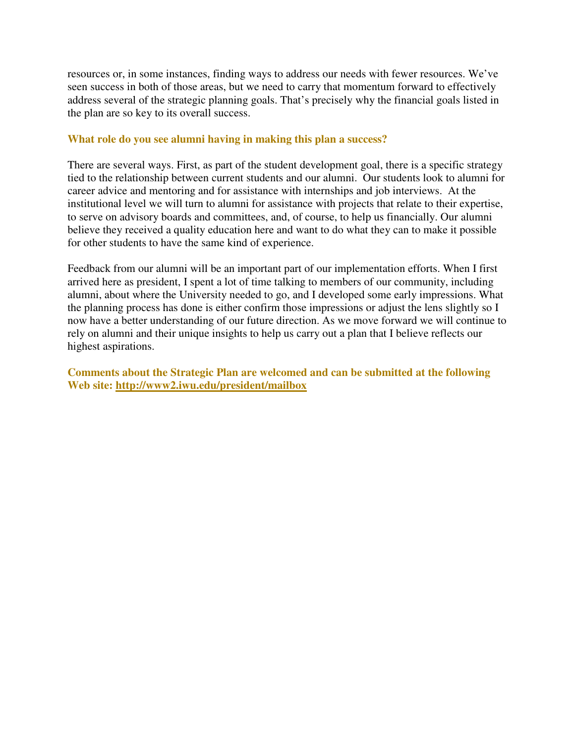resources or, in some instances, finding ways to address our needs with fewer resources. We've seen success in both of those areas, but we need to carry that momentum forward to effectively address several of the strategic planning goals. That's precisely why the financial goals listed in the plan are so key to its overall success.

### What role do you see alumni having in making this plan a success?

There are several ways. First, as part of the student development goal, there is a specific strategy tied to the relationship between current students and our alumni. Our students look to alumni for career advice and mentoring and for assistance with internships and job interviews. At the institutional level we will turn to alumni for assistance with projects that relate to their expertise, to serve on advisory boards and committees, and, of course, to help us financially. Our alumni believe they received a quality education here and want to do what they can to make it possible for other students to have the same kind of experience.

Feedback from our alumni will be an important part of our implementation efforts. When I first arrived here as president, I spent a lot of time talking to members of our community, including alumni, about where the University needed to go, and I developed some early impressions. What the planning process has done is either confirm those impressions or adjust the lens slightly so I now have a better understanding of our future direction. As we move forward we will continue to rely on alumni and their unique insights to help us carry out a plan that I believe reflects our highest aspirations.

**Comments about the Strategic Plan are welcomed and can be submitted at the following Web site: http://www2.iwu.edu/president/mailbox**